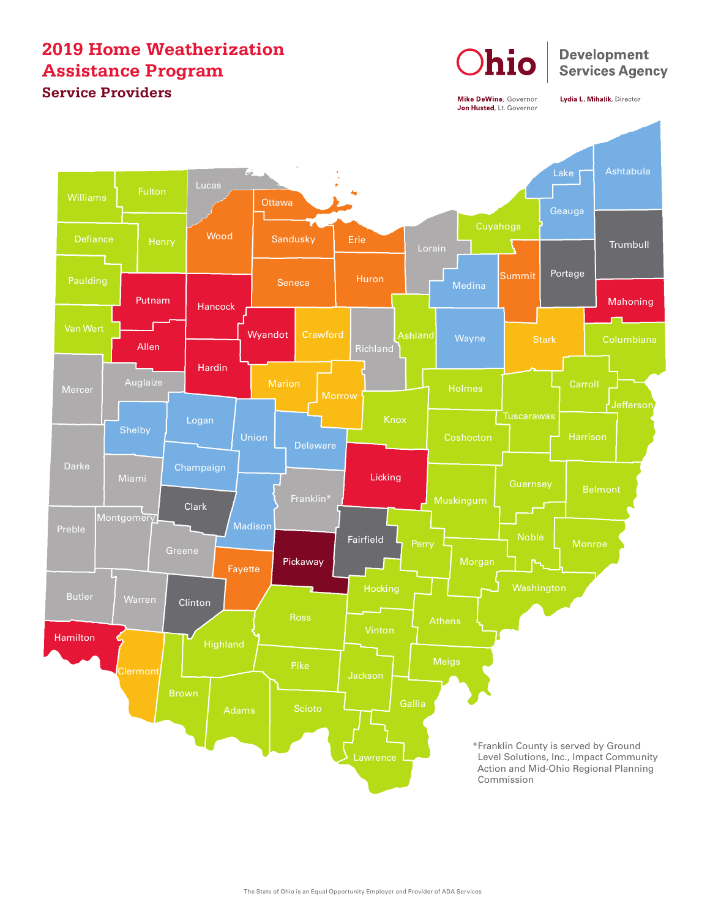# 2019 Home Weatherization Assistance Program

## Service Providers

Ohio Development Services Agency

**Mike DeWine**, Governor
**Jon Husted**, Lt. Governor

**Lydia L. Mihalik**, Director

Williams, Fulton, Lucas, Ottawa, Wood, Defiance, Henry, Sandusky, Erie, Lorain, Cuyahoga, Lake, Geauga, Ashtabula, Trumbull, Portage, Summit, Medina, Huron, Seneca, Hancock, Putnam, Paulding, Van Wert, Allen, Hardin, Wyandot, Crawford, Richland, Ashland, Wayne, Stark, Mahoning, Columbiana, Carroll, Jefferson, Holmes, Tuscarawas, Harrison, Knox, Morrow, Marion, Mercer, Auglaize, Shelby, Logan, Union, Delaware, Coshocton, Licking, Guernsey, Belmont, Champaign, Darke, Miami, Clark, Franklin*, Madison, Muskingum, Noble, Monroe, Preble, Montgomery, Greene, Fairfield, Perry, Morgan, Washington, Pickaway, Fayette, Hocking, Athens, Butler, Warren, Clinton, Ross, Vinton, Meigs, Hamilton, Clermont, Highland, Pike, Jackson, Gallia, Brown, Adams, Scioto, Lawrence

*Franklin County is served by Ground Level Solutions, Inc., Impact Community Action and Mid-Ohio Regional Planning Commission

The State of Ohio is an Equal Opportunity Employer and Provider of ADA Services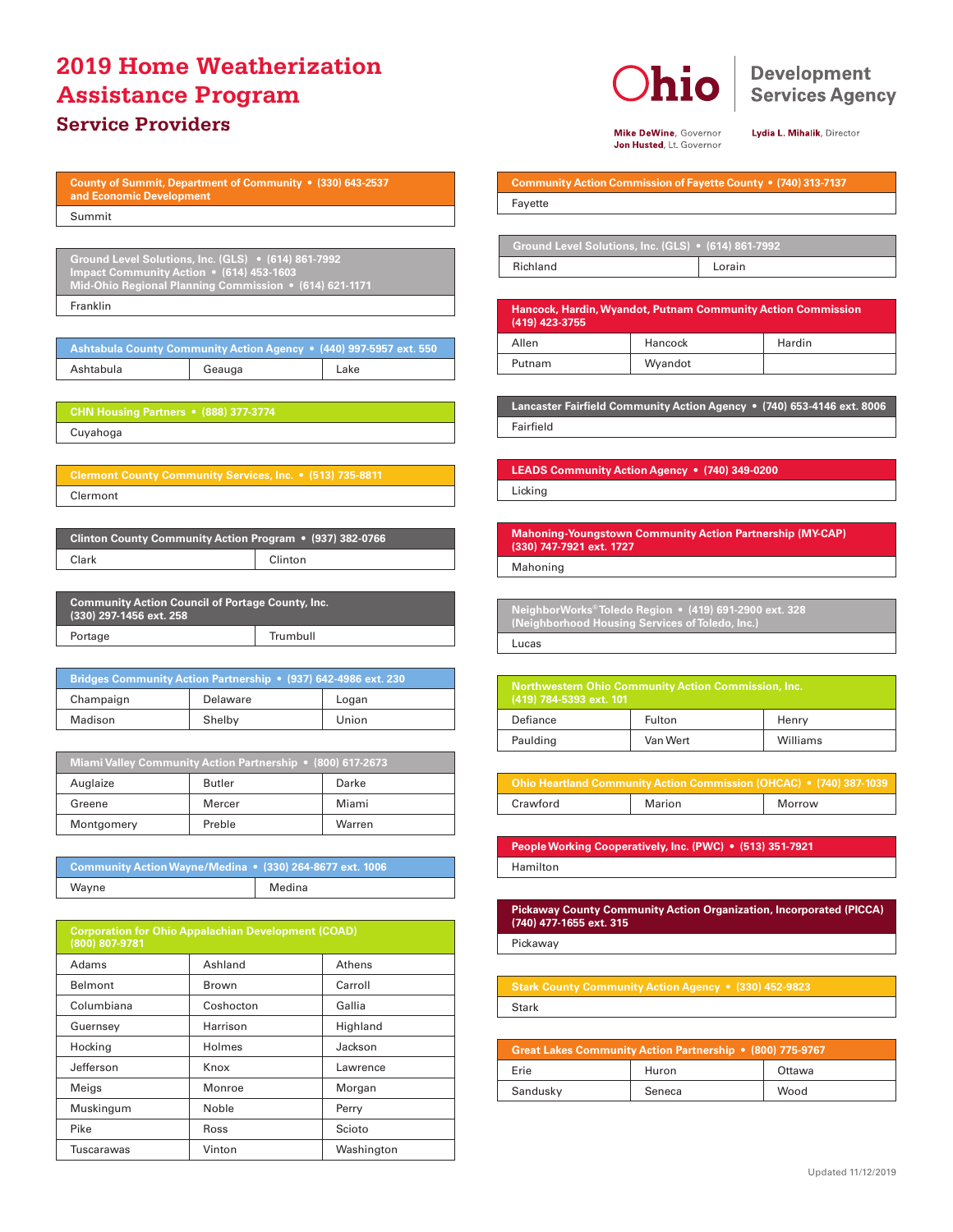# 2019 Home Weatherization Assistance Program

## Service Providers

Ohio Development Services Agency

**Mike DeWine**, Governor
**Jon Husted**, Lt. Governor
**Lydia L. Mihalik**, Director

| County of Summit, Department of Community and Economic Development • (330) 643-2537 |
|---|
| Summit |

| Ground Level Solutions, Inc. (GLS) • (614) 861-7992<br>Impact Community Action • (614) 453-1603<br>Mid-Ohio Regional Planning Commission • (614) 621-1171 |
|---|
| Franklin |

| Ashtabula County Community Action Agency • (440) 997-5957 ext. 550 | | |
|---|---|---|
| Ashtabula | Geauga | Lake |

| CHN Housing Partners • (888) 377-3774 |
|---|
| Cuyahoga |

| Clermont County Community Services, Inc. • (513) 735-8811 |
|---|
| Clermont |

| Clinton County Community Action Program • (937) 382-0766 | |
|---|---|
| Clark | Clinton |

| Community Action Council of Portage County, Inc. (330) 297-1456 ext. 258 | |
|---|---|
| Portage | Trumbull |

| Bridges Community Action Partnership • (937) 642-4986 ext. 230 | | |
|---|---|---|
| Champaign | Delaware | Logan |
| Madison | Shelby | Union |

| Miami Valley Community Action Partnership • (800) 617-2673 | | |
|---|---|---|
| Auglaize | Butler | Darke |
| Greene | Mercer | Miami |
| Montgomery | Preble | Warren |

| Community Action Wayne/Medina • (330) 264-8677 ext. 1006 | |
|---|---|
| Wayne | Medina |

| Corporation for Ohio Appalachian Development (COAD) (800) 807-9781 | | |
|---|---|---|
| Adams | Ashland | Athens |
| Belmont | Brown | Carroll |
| Columbiana | Coshocton | Gallia |
| Guernsey | Harrison | Highland |
| Hocking | Holmes | Jackson |
| Jefferson | Knox | Lawrence |
| Meigs | Monroe | Morgan |
| Muskingum | Noble | Perry |
| Pike | Ross | Scioto |
| Tuscarawas | Vinton | Washington |

| Community Action Commission of Fayette County • (740) 313-7137 |
|---|
| Fayette |

| Ground Level Solutions, Inc. (GLS) • (614) 861-7992 | |
|---|---|
| Richland | Lorain |

| Hancock, Hardin, Wyandot, Putnam Community Action Commission (419) 423-3755 | | |
|---|---|---|
| Allen | Hancock | Hardin |
| Putnam | Wyandot | |

| Lancaster Fairfield Community Action Agency • (740) 653-4146 ext. 8006 |
|---|
| Fairfield |

| LEADS Community Action Agency • (740) 349-0200 |
|---|
| Licking |

| Mahoning-Youngstown Community Action Partnership (MY-CAP) (330) 747-7921 ext. 1727 |
|---|
| Mahoning |

| NeighborWorks® Toledo Region • (419) 691-2900 ext. 328 (Neighborhood Housing Services of Toledo, Inc.) |
|---|
| Lucas |

| Northwestern Ohio Community Action Commission, Inc. (419) 784-5393 ext. 101 | | |
|---|---|---|
| Defiance | Fulton | Henry |
| Paulding | Van Wert | Williams |

| Ohio Heartland Community Action Commission (OHCAC) • (740) 387-1039 | | |
|---|---|---|
| Crawford | Marion | Morrow |

| People Working Cooperatively, Inc. (PWC) • (513) 351-7921 |
|---|
| Hamilton |

| Pickaway County Community Action Organization, Incorporated (PICCA) (740) 477-1655 ext. 315 |
|---|
| Pickaway |

| Stark County Community Action Agency • (330) 452-9823 |
|---|
| Stark |

| Great Lakes Community Action Partnership • (800) 775-9767 | | |
|---|---|---|
| Erie | Huron | Ottawa |
| Sandusky | Seneca | Wood |

Updated 11/12/2019